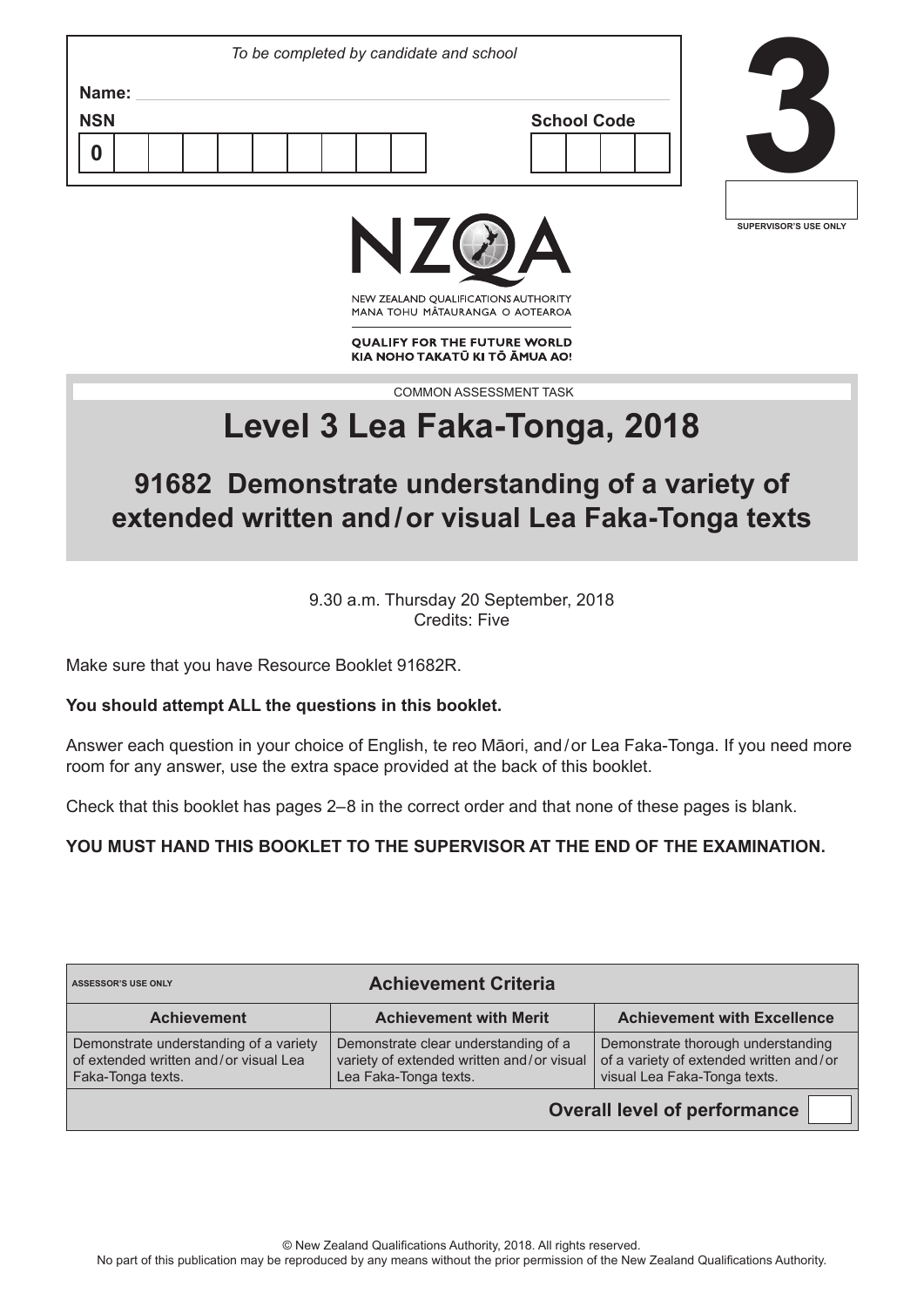*To be completed by candidate and school*

**Name:**

**NSN** 0

**School Code**

# 3

SUPERVISOR'S USE ONLY

NZQA

NEW ZEALAND QUALIFICATIONS AUTHORITY
MANA TOHU MĀTAURANGA O AOTEAROA

**QUALIFY FOR THE FUTURE WORLD**
**KIA NOHO TAKATŪ KI TŌ ĀMUA AO!**

COMMON ASSESSMENT TASK

# Level 3 Lea Faka-Tonga, 2018

## 91682 Demonstrate understanding of a variety of extended written and / or visual Lea Faka-Tonga texts

9.30 a.m. Thursday 20 September, 2018
Credits: Five

Make sure that you have Resource Booklet 91682R.

**You should attempt ALL the questions in this booklet.**

Answer each question in your choice of English, te reo Māori, and / or Lea Faka-Tonga. If you need more room for any answer, use the extra space provided at the back of this booklet.

Check that this booklet has pages 2–8 in the correct order and that none of these pages is blank.

**YOU MUST HAND THIS BOOKLET TO THE SUPERVISOR AT THE END OF THE EXAMINATION.**

| ASSESSOR'S USE ONLY | **Achievement Criteria** | |
|---|---|---|
| **Achievement** | **Achievement with Merit** | **Achievement with Excellence** |
| Demonstrate understanding of a variety of extended written and / or visual Lea Faka-Tonga texts. | Demonstrate clear understanding of a variety of extended written and / or visual Lea Faka-Tonga texts. | Demonstrate thorough understanding of a variety of extended written and / or visual Lea Faka-Tonga texts. |
| | | **Overall level of performance** |

© New Zealand Qualifications Authority, 2018. All rights reserved.
No part of this publication may be reproduced by any means without the prior permission of the New Zealand Qualifications Authority.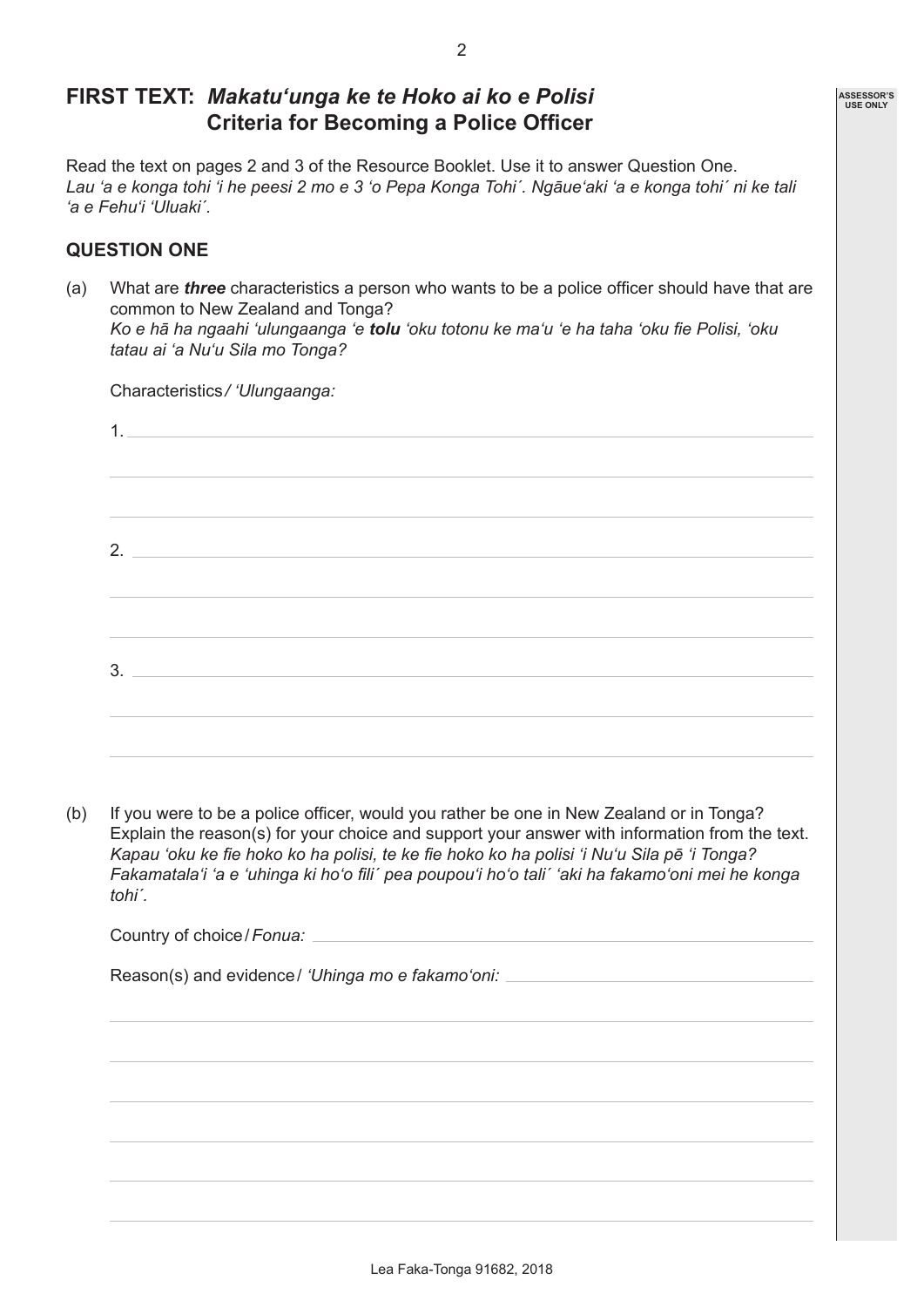## FIRST TEXT: *Makatuʻunga ke te Hoko ai ko e Polisi* **Criteria for Becoming a Police Officer**

Read the text on pages 2 and 3 of the Resource Booklet. Use it to answer Question One.
*Lau ʻa e konga tohi ʻi he peesi 2 mo e 3 ʻo Pepa Konga Tohi´. Ngāueʻaki ʻa e konga tohi´ ni ke tali ʻa e Fehuʻi ʻUluaki´.*

### QUESTION ONE

(a) What are ***three*** characteristics a person who wants to be a police officer should have that are common to New Zealand and Tonga?
*Ko e hā ha ngaahi ʻulungaanga ʻe **tolu** ʻoku totonu ke maʻu ʻe ha taha ʻoku fie Polisi, ʻoku tatau ai ʻa Nuʻu Sila mo Tonga?*

Characteristics / *ʻUlungaanga:*

1. 

2. 

3. 

(b) If you were to be a police officer, would you rather be one in New Zealand or in Tonga? Explain the reason(s) for your choice and support your answer with information from the text.
*Kapau ʻoku ke fie hoko ko ha polisi, te ke fie hoko ko ha polisi ʻi Nuʻu Sila pē ʻi Tonga? Fakamatalaʻi ʻa e ʻuhinga ki hoʻo fili´ pea poupouʻi hoʻo tali´ ʻaki ha fakamoʻoni mei he konga tohi´.*

Country of choice / *Fonua:*

Reason(s) and evidence / *ʻUhinga mo e fakamoʻoni:*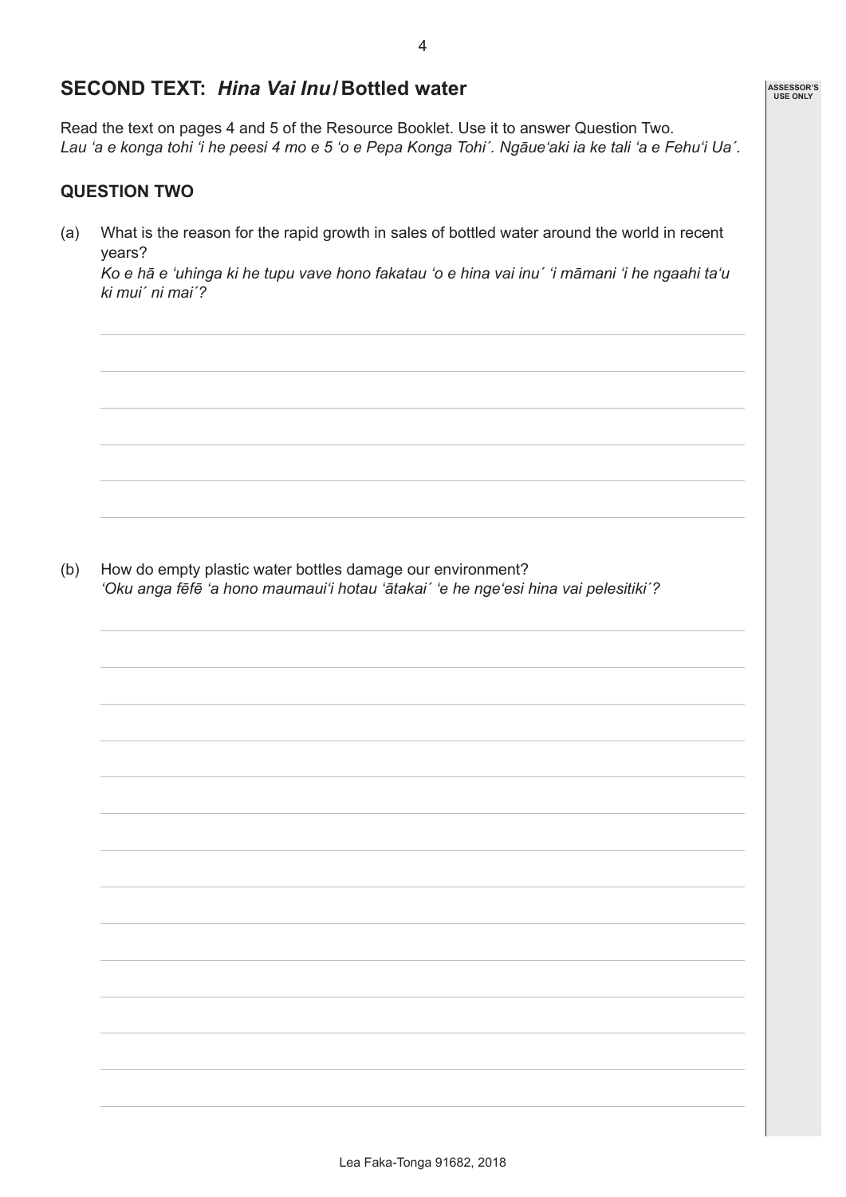## SECOND TEXT: *Hina Vai Inu* / Bottled water

Read the text on pages 4 and 5 of the Resource Booklet. Use it to answer Question Two.
*Lau ʻa e konga tohi ʻi he peesi 4 mo e 5 ʻo e Pepa Konga Tohi´. Ngāueʻaki ia ke tali ʻa e Fehuʻi Ua´.*

### QUESTION TWO

(a) What is the reason for the rapid growth in sales of bottled water around the world in recent years?
*Ko e hā e ʻuhinga ki he tupu vave hono fakatau ʻo e hina vai inu´ ʻi māmani ʻi he ngaahi taʻu ki mui´ ni mai´?*

(b) How do empty plastic water bottles damage our environment?
*ʻOku anga fēfē ʻa hono maumauiʻi hotau ʻātakai´ ʻe he ngeʻesi hina vai pelesitiki´?*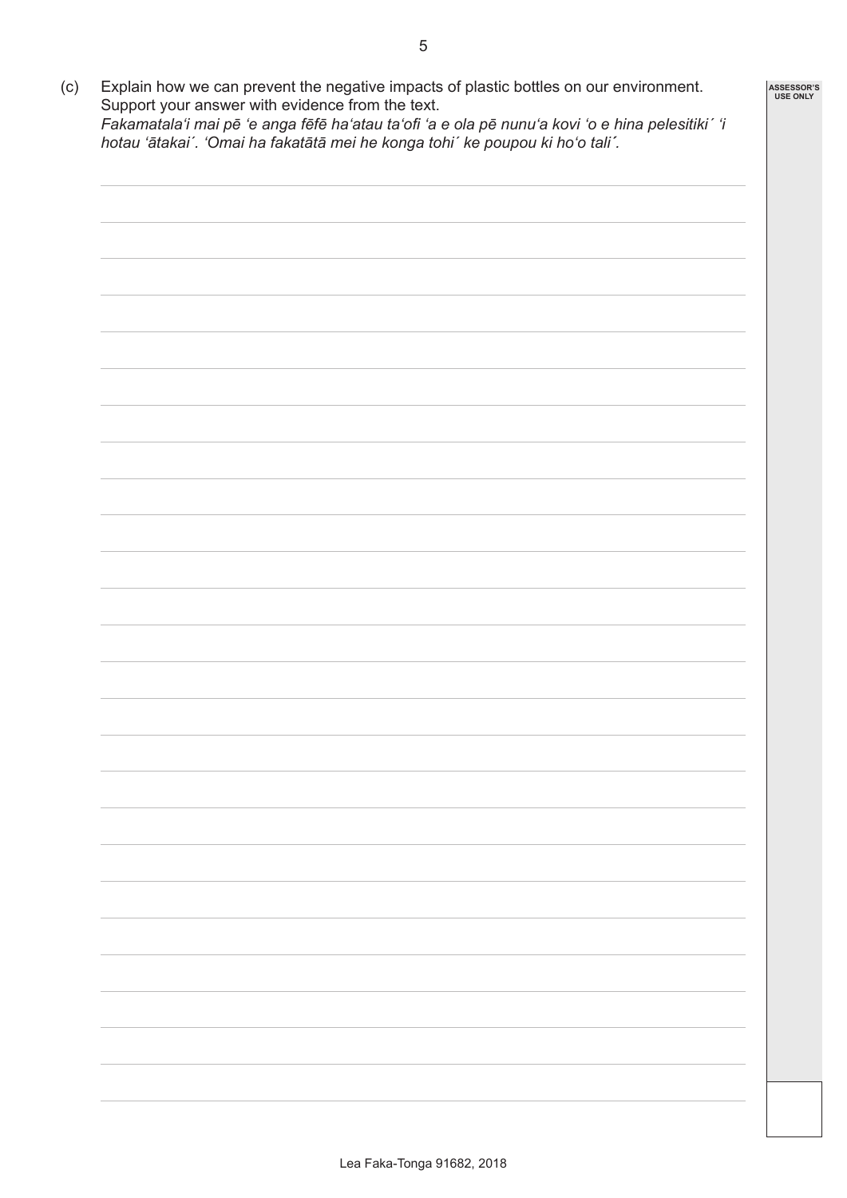(c) Explain how we can prevent the negative impacts of plastic bottles on our environment. Support your answer with evidence from the text.
*Fakamatala‘i mai pē ‘e anga fēfē ha‘atau ta‘ofi ‘a e ola pē nunu‘a kovi ‘o e hina pelesitiki´ ‘i hotau ‘ātakai´. ‘Omai ha fakatātā mei he konga tohi´ ke poupou ki ho‘o tali´.*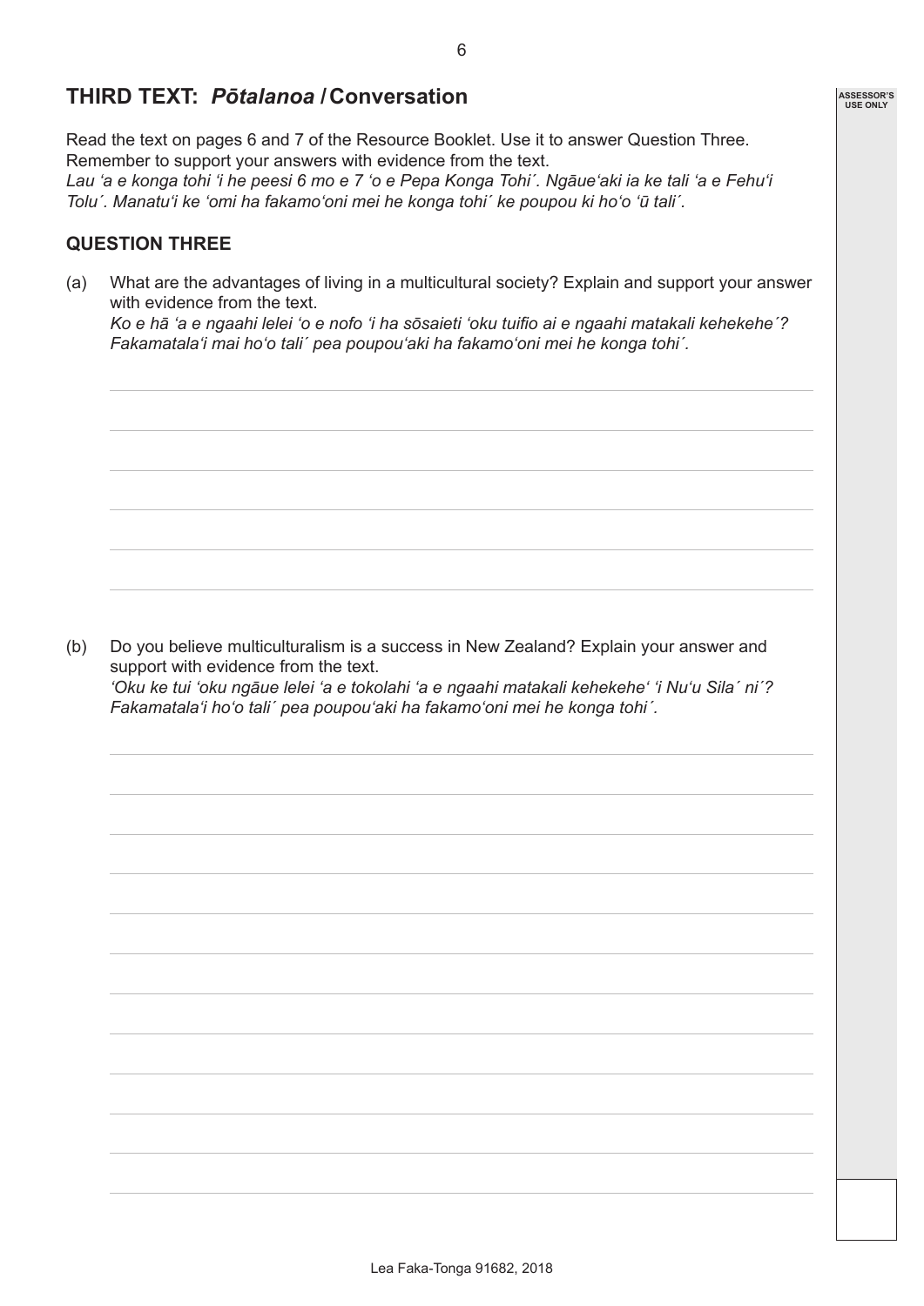## THIRD TEXT: *Pōtalanoa* / Conversation

Read the text on pages 6 and 7 of the Resource Booklet. Use it to answer Question Three. Remember to support your answers with evidence from the text.
*Lau ʻa e konga tohi ʻi he peesi 6 mo e 7 ʻo e Pepa Konga Tohi´. Ngāueʻaki ia ke tali ʻa e Fehuʻi Tolu´. Manatuʻi ke ʻomi ha fakamoʻoni mei he konga tohi´ ke poupou ki hoʻo ʻū tali´.*

### QUESTION THREE

(a) What are the advantages of living in a multicultural society? Explain and support your answer with evidence from the text.
*Ko e hā ʻa e ngaahi lelei ʻo e nofo ʻi ha sōsaieti ʻoku tuifio ai e ngaahi matakali kehekehe´? Fakamatalaʻi mai hoʻo tali´ pea poupouʻaki ha fakamoʻoni mei he konga tohi´.*

(b) Do you believe multiculturalism is a success in New Zealand? Explain your answer and support with evidence from the text.
*ʻOku ke tui ʻoku ngāue lelei ʻa e tokolahi ʻa e ngaahi matakali kehekeheʻ ʻi Nuʻu Sila´ ni´? Fakamatalaʻi hoʻo tali´ pea poupouʻaki ha fakamoʻoni mei he konga tohi´.*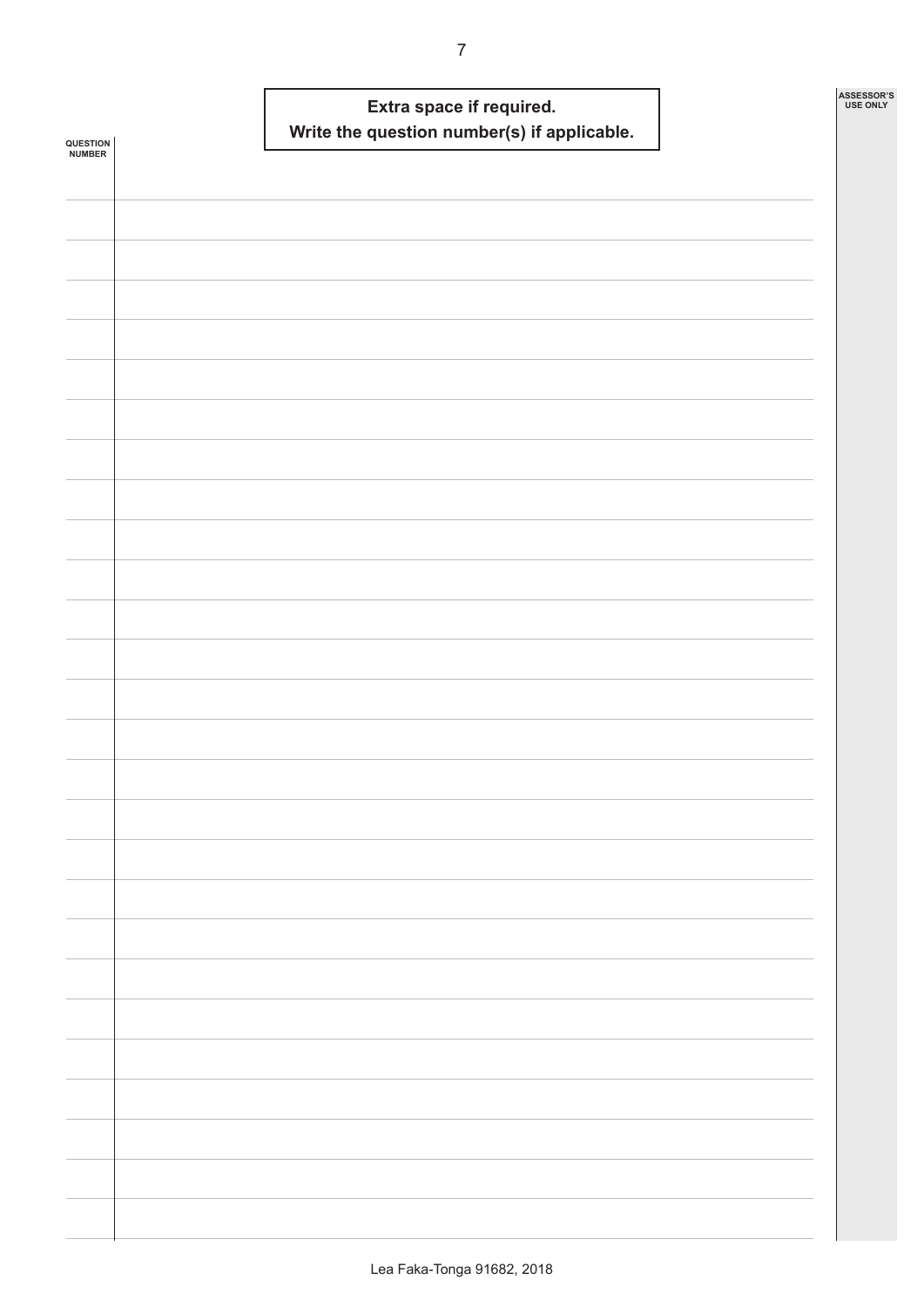**Extra space if required.**
**Write the question number(s) if applicable.**

QUESTION NUMBER

ASSESSOR'S USE ONLY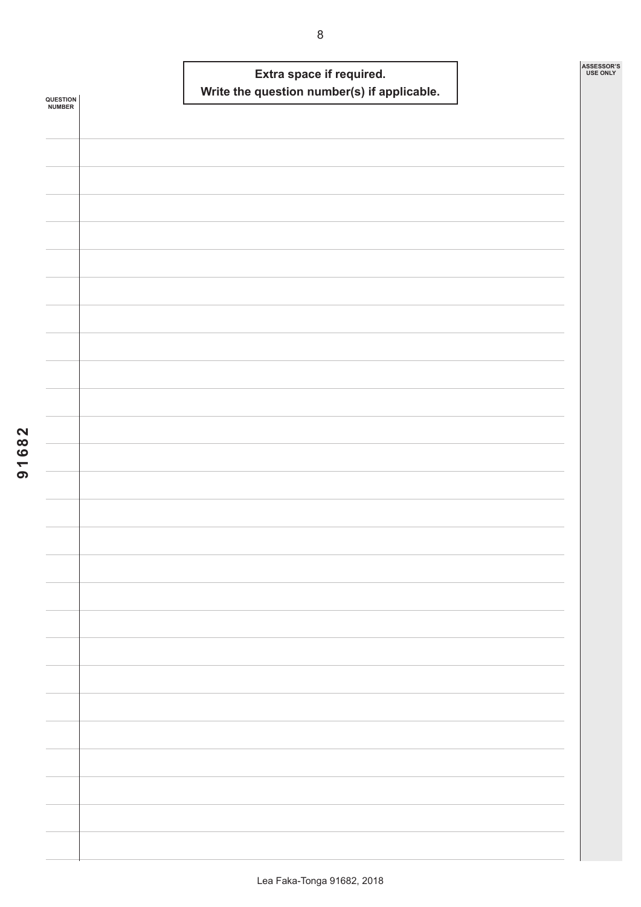**Extra space if required.**
**Write the question number(s) if applicable.**

QUESTION NUMBER

ASSESSOR'S USE ONLY